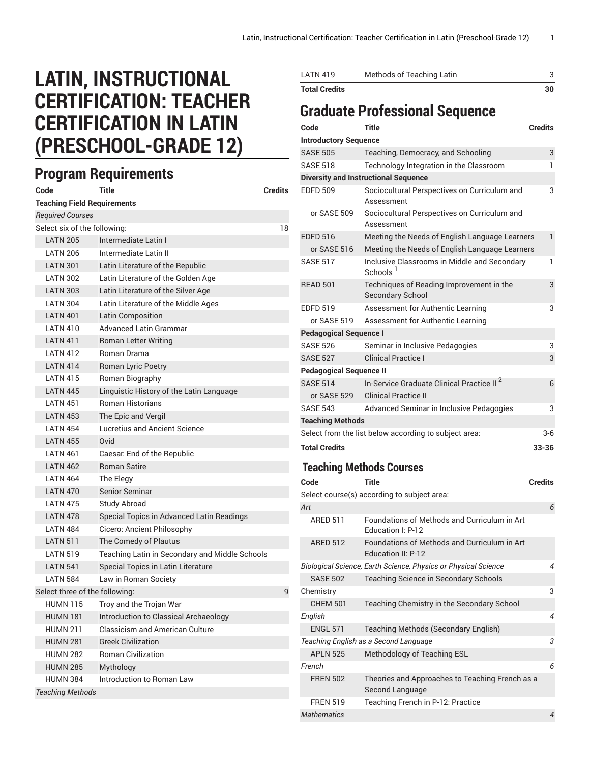# LATIN, INSTRUCTIONAL CERTIFICATION: TEACHER CERTIFICATION IN LATIN (PRESCHOOL-GRADE 12)

## Program Requirements

| Code | Title | Credits |
|---|---|---|
| **Teaching Field Requirements** | | |
| *Required Courses* | | |
| Select six of the following: | | 18 |
| LATN 205 | Intermediate Latin I | |
| LATN 206 | Intermediate Latin II | |
| LATN 301 | Latin Literature of the Republic | |
| LATN 302 | Latin Literature of the Golden Age | |
| LATN 303 | Latin Literature of the Silver Age | |
| LATN 304 | Latin Literature of the Middle Ages | |
| LATN 401 | Latin Composition | |
| LATN 410 | Advanced Latin Grammar | |
| LATN 411 | Roman Letter Writing | |
| LATN 412 | Roman Drama | |
| LATN 414 | Roman Lyric Poetry | |
| LATN 415 | Roman Biography | |
| LATN 445 | Linguistic History of the Latin Language | |
| LATN 451 | Roman Historians | |
| LATN 453 | The Epic and Vergil | |
| LATN 454 | Lucretius and Ancient Science | |
| LATN 455 | Ovid | |
| LATN 461 | Caesar: End of the Republic | |
| LATN 462 | Roman Satire | |
| LATN 464 | The Elegy | |
| LATN 470 | Senior Seminar | |
| LATN 475 | Study Abroad | |
| LATN 478 | Special Topics in Advanced Latin Readings | |
| LATN 484 | Cicero: Ancient Philosophy | |
| LATN 511 | The Comedy of Plautus | |
| LATN 519 | Teaching Latin in Secondary and Middle Schools | |
| LATN 541 | Special Topics in Latin Literature | |
| LATN 584 | Law in Roman Society | |
| Select three of the following: | | 9 |
| HUMN 115 | Troy and the Trojan War | |
| HUMN 181 | Introduction to Classical Archaeology | |
| HUMN 211 | Classicism and American Culture | |
| HUMN 281 | Greek Civilization | |
| HUMN 282 | Roman Civilization | |
| HUMN 285 | Mythology | |
| HUMN 384 | Introduction to Roman Law | |
| *Teaching Methods* | | |
| LATN 419 | Methods of Teaching Latin | 3 |
| **Total Credits** | | **30** |

## Graduate Professional Sequence

| Code | Title | Credits |
|---|---|---|
| **Introductory Sequence** | | |
| SASE 505 | Teaching, Democracy, and Schooling | 3 |
| SASE 518 | Technology Integration in the Classroom | 1 |
| **Diversity and Instructional Sequence** | | |
| EDFD 509 | Sociocultural Perspectives on Curriculum and Assessment | 3 |
| or SASE 509 | Sociocultural Perspectives on Curriculum and Assessment | |
| EDFD 516 | Meeting the Needs of English Language Learners | 1 |
| or SASE 516 | Meeting the Needs of English Language Learners | |
| SASE 517 | Inclusive Classrooms in Middle and Secondary Schools [1] | 1 |
| READ 501 | Techniques of Reading Improvement in the Secondary School | 3 |
| EDFD 519 | Assessment for Authentic Learning | 3 |
| or SASE 519 | Assessment for Authentic Learning | |
| **Pedagogical Sequence I** | | |
| SASE 526 | Seminar in Inclusive Pedagogies | 3 |
| SASE 527 | Clinical Practice I | 3 |
| **Pedagogical Sequence II** | | |
| SASE 514 | In-Service Graduate Clinical Practice II [2] | 6 |
| or SASE 529 | Clinical Practice II | |
| SASE 543 | Advanced Seminar in Inclusive Pedagogies | 3 |
| **Teaching Methods** | | |
| Select from the list below according to subject area: | | 3-6 |
| **Total Credits** | | **33-36** |

## Teaching Methods Courses

| Code | Title | Credits |
|---|---|---|
| Select course(s) according to subject area: | | |
| *Art* | | *6* |
| ARED 511 | Foundations of Methods and Curriculum in Art Education I: P-12 | |
| ARED 512 | Foundations of Methods and Curriculum in Art Education II: P-12 | |
| *Biological Science, Earth Science, Physics or Physical Science* | | *4* |
| SASE 502 | Teaching Science in Secondary Schools | |
| Chemistry | | 3 |
| CHEM 501 | Teaching Chemistry in the Secondary School | |
| *English* | | *4* |
| ENGL 571 | Teaching Methods (Secondary English) | |
| *Teaching English as a Second Language* | | *3* |
| APLN 525 | Methodology of Teaching ESL | |
| *French* | | *6* |
| FREN 502 | Theories and Approaches to Teaching French as a Second Language | |
| FREN 519 | Teaching French in P-12: Practice | |
| *Mathematics* | | *4* |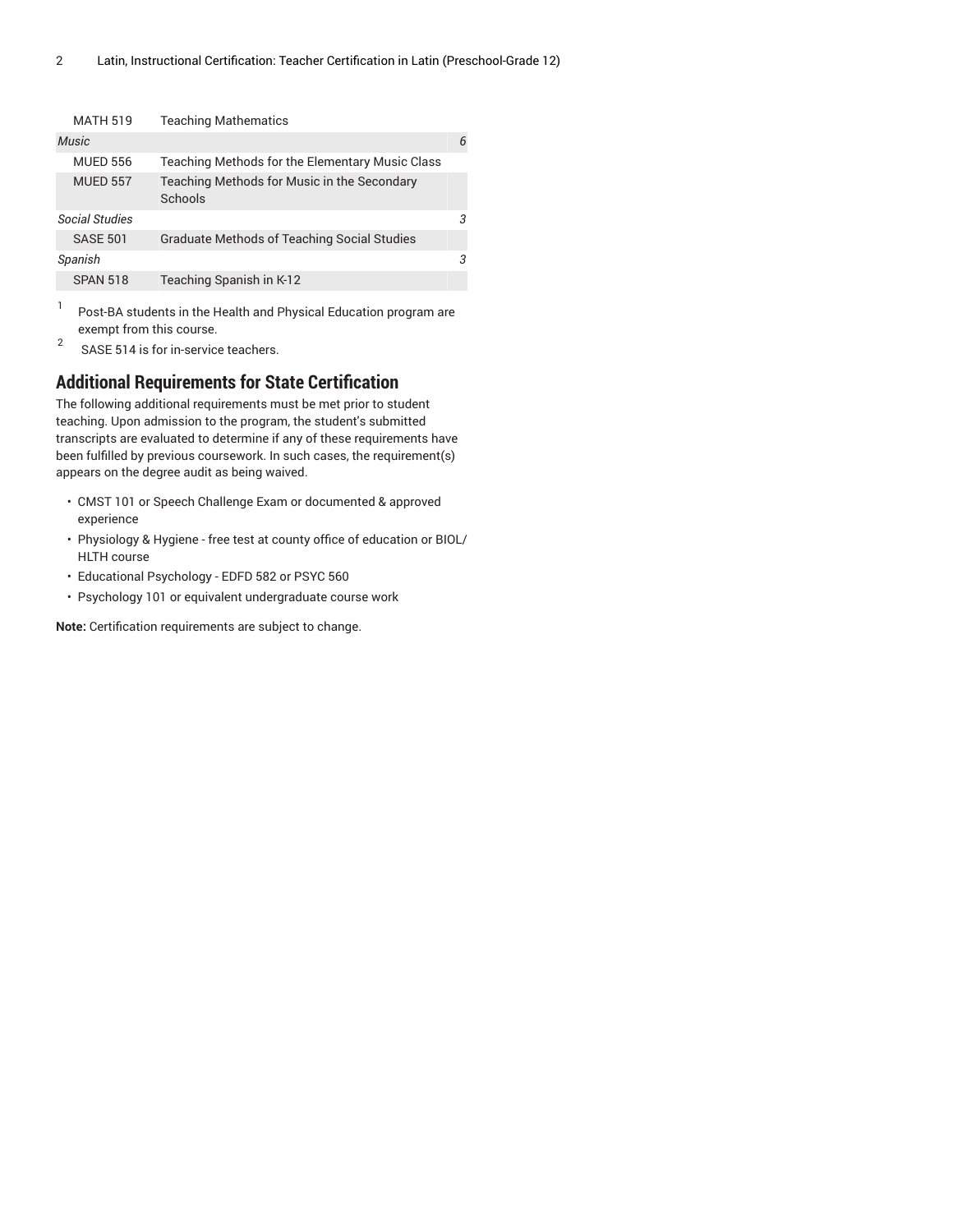| | | |
|---|---|---|
| MATH 519 | Teaching Mathematics | |
| *Music* | | *6* |
| MUED 556 | Teaching Methods for the Elementary Music Class | |
| MUED 557 | Teaching Methods for Music in the Secondary Schools | |
| *Social Studies* | | *3* |
| SASE 501 | Graduate Methods of Teaching Social Studies | |
| *Spanish* | | *3* |
| SPAN 518 | Teaching Spanish in K-12 | |

[1] Post-BA students in the Health and Physical Education program are exempt from this course.

[2] SASE 514 is for in-service teachers.

## Additional Requirements for State Certification

The following additional requirements must be met prior to student teaching. Upon admission to the program, the student's submitted transcripts are evaluated to determine if any of these requirements have been fulfilled by previous coursework. In such cases, the requirement(s) appears on the degree audit as being waived.

- CMST 101 or Speech Challenge Exam or documented & approved experience
- Physiology & Hygiene - free test at county office of education or BIOL/HLTH course
- Educational Psychology - EDFD 582 or PSYC 560
- Psychology 101 or equivalent undergraduate course work

**Note:** Certification requirements are subject to change.